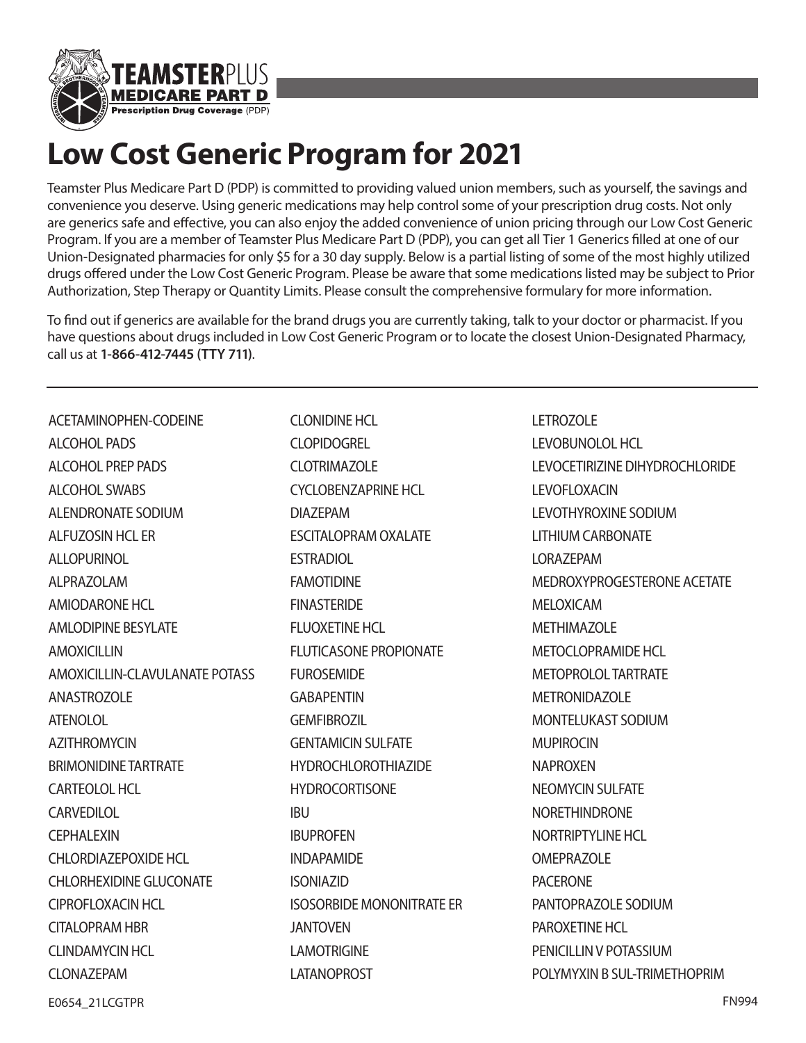TEAMSTERPLUS MEDICARE PART D Prescription Drug Coverage (PDP)

# Low Cost Generic Program for 2021

Teamster Plus Medicare Part D (PDP) is committed to providing valued union members, such as yourself, the savings and convenience you deserve. Using generic medications may help control some of your prescription drug costs. Not only are generics safe and effective, you can also enjoy the added convenience of union pricing through our Low Cost Generic Program. If you are a member of Teamster Plus Medicare Part D (PDP), you can get all Tier 1 Generics filled at one of our Union-Designated pharmacies for only $5 for a 30 day supply. Below is a partial listing of some of the most highly utilized drugs offered under the Low Cost Generic Program. Please be aware that some medications listed may be subject to Prior Authorization, Step Therapy or Quantity Limits. Please consult the comprehensive formulary for more information.

To find out if generics are available for the brand drugs you are currently taking, talk to your doctor or pharmacist. If you have questions about drugs included in Low Cost Generic Program or to locate the closest Union-Designated Pharmacy, call us at **1-866-412-7445 (TTY 711)**.

---

ACETAMINOPHEN-CODEINE
ALCOHOL PADS
ALCOHOL PREP PADS
ALCOHOL SWABS
ALENDRONATE SODIUM
ALFUZOSIN HCL ER
ALLOPURINOL
ALPRAZOLAM
AMIODARONE HCL
AMLODIPINE BESYLATE
AMOXICILLIN
AMOXICILLIN-CLAVULANATE POTASS
ANASTROZOLE
ATENOLOL
AZITHROMYCIN
BRIMONIDINE TARTRATE
CARTEOLOL HCL
CARVEDILOL
CEPHALEXIN
CHLORDIAZEPOXIDE HCL
CHLORHEXIDINE GLUCONATE
CIPROFLOXACIN HCL
CITALOPRAM HBR
CLINDAMYCIN HCL
CLONAZEPAM
CLONIDINE HCL
CLOPIDOGREL
CLOTRIMAZOLE
CYCLOBENZAPRINE HCL
DIAZEPAM
ESCITALOPRAM OXALATE
ESTRADIOL
FAMOTIDINE
FINASTERIDE
FLUOXETINE HCL
FLUTICASONE PROPIONATE
FUROSEMIDE
GABAPENTIN
GEMFIBROZIL
GENTAMICIN SULFATE
HYDROCHLOROTHIAZIDE
HYDROCORTISONE
IBU
IBUPROFEN
INDAPAMIDE
ISONIAZID
ISOSORBIDE MONONITRATE ER
JANTOVEN
LAMOTRIGINE
LATANOPROST
LETROZOLE
LEVOBUNOLOL HCL
LEVOCETIRIZINE DIHYDROCHLORIDE
LEVOFLOXACIN
LEVOTHYROXINE SODIUM
LITHIUM CARBONATE
LORAZEPAM
MEDROXYPROGESTERONE ACETATE
MELOXICAM
METHIMAZOLE
METOCLOPRAMIDE HCL
METOPROLOL TARTRATE
METRONIDAZOLE
MONTELUKAST SODIUM
MUPIROCIN
NAPROXEN
NEOMYCIN SULFATE
NORETHINDRONE
NORTRIPTYLINE HCL
OMEPRAZOLE
PACERONE
PANTOPRAZOLE SODIUM
PAROXETINE HCL
PENICILLIN V POTASSIUM
POLYMYXIN B SUL-TRIMETHOPRIM

E0654_21LCGTPR FN994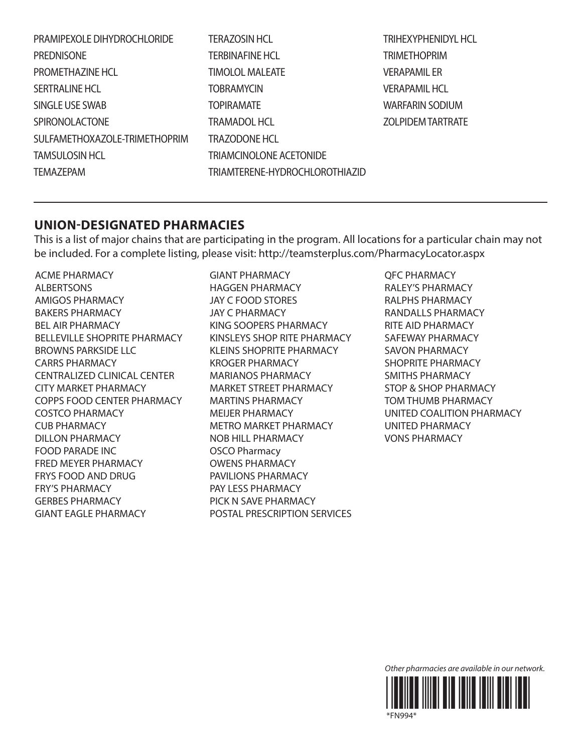PRAMIPEXOLE DIHYDROCHLORIDE
PREDNISONE
PROMETHAZINE HCL
SERTRALINE HCL
SINGLE USE SWAB
SPIRONOLACTONE
SULFAMETHOXAZOLE-TRIMETHOPRIM
TAMSULOSIN HCL
TEMAZEPAM
TERAZOSIN HCL
TERBINAFINE HCL
TIMOLOL MALEATE
TOBRAMYCIN
TOPIRAMATE
TRAMADOL HCL
TRAZODONE HCL
TRIAMCINOLONE ACETONIDE
TRIAMTERENE-HYDROCHLOROTHIAZID
TRIHEXYPHENIDYL HCL
TRIMETHOPRIM
VERAPAMIL ER
VERAPAMIL HCL
WARFARIN SODIUM
ZOLPIDEM TARTRATE

---

## UNION-DESIGNATED PHARMACIES

This is a list of major chains that are participating in the program. All locations for a particular chain may not be included. For a complete listing, please visit: http://teamsterplus.com/PharmacyLocator.aspx

ACME PHARMACY
ALBERTSONS
AMIGOS PHARMACY
BAKERS PHARMACY
BEL AIR PHARMACY
BELLEVILLE SHOPRITE PHARMACY
BROWNS PARKSIDE LLC
CARRS PHARMACY
CENTRALIZED CLINICAL CENTER
CITY MARKET PHARMACY
COPPS FOOD CENTER PHARMACY
COSTCO PHARMACY
CUB PHARMACY
DILLON PHARMACY
FOOD PARADE INC
FRED MEYER PHARMACY
FRYS FOOD AND DRUG
FRY'S PHARMACY
GERBES PHARMACY
GIANT EAGLE PHARMACY
GIANT PHARMACY
HAGGEN PHARMACY
JAY C FOOD STORES
JAY C PHARMACY
KING SOOPERS PHARMACY
KINSLEYS SHOP RITE PHARMACY
KLEINS SHOPRITE PHARMACY
KROGER PHARMACY
MARIANOS PHARMACY
MARKET STREET PHARMACY
MARTINS PHARMACY
MEIJER PHARMACY
METRO MARKET PHARMACY
NOB HILL PHARMACY
OSCO Pharmacy
OWENS PHARMACY
PAVILIONS PHARMACY
PAY LESS PHARMACY
PICK N SAVE PHARMACY
POSTAL PRESCRIPTION SERVICES
QFC PHARMACY
RALEY'S PHARMACY
RALPHS PHARMACY
RANDALLS PHARMACY
RITE AID PHARMACY
SAFEWAY PHARMACY
SAVON PHARMACY
SHOPRITE PHARMACY
SMITHS PHARMACY
STOP & SHOP PHARMACY
TOM THUMB PHARMACY
UNITED COALITION PHARMACY
UNITED PHARMACY
VONS PHARMACY

*Other pharmacies are available in our network.*

*FN994*